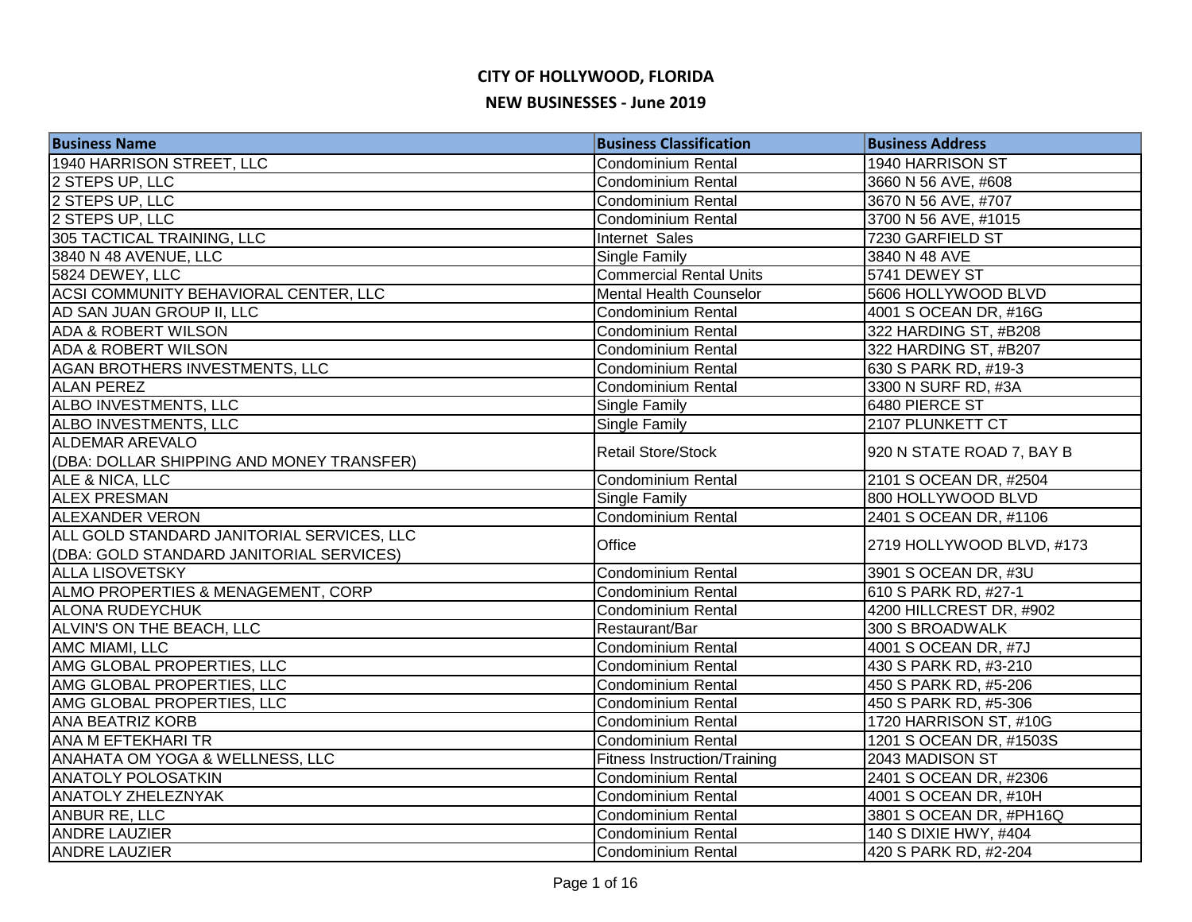# CITY OF HOLLYWOOD, FLORIDA

## NEW BUSINESSES - June 2019

| Business Name | Business Classification | Business Address |
|---|---|---|
| 1940 HARRISON STREET, LLC | Condominium Rental | 1940 HARRISON ST |
| 2 STEPS UP, LLC | Condominium Rental | 3660 N 56 AVE, #608 |
| 2 STEPS UP, LLC | Condominium Rental | 3670 N 56 AVE, #707 |
| 2 STEPS UP, LLC | Condominium Rental | 3700 N 56 AVE, #1015 |
| 305 TACTICAL TRAINING, LLC | Internet Sales | 7230 GARFIELD ST |
| 3840 N 48 AVENUE, LLC | Single Family | 3840 N 48 AVE |
| 5824 DEWEY, LLC | Commercial Rental Units | 5741 DEWEY ST |
| ACSI COMMUNITY BEHAVIORAL CENTER, LLC | Mental Health Counselor | 5606 HOLLYWOOD BLVD |
| AD SAN JUAN GROUP II, LLC | Condominium Rental | 4001 S OCEAN DR, #16G |
| ADA & ROBERT WILSON | Condominium Rental | 322 HARDING ST, #B208 |
| ADA & ROBERT WILSON | Condominium Rental | 322 HARDING ST, #B207 |
| AGAN BROTHERS INVESTMENTS, LLC | Condominium Rental | 630 S PARK RD, #19-3 |
| ALAN PEREZ | Condominium Rental | 3300 N SURF RD, #3A |
| ALBO INVESTMENTS, LLC | Single Family | 6480 PIERCE ST |
| ALBO INVESTMENTS, LLC | Single Family | 2107 PLUNKETT CT |
| ALDEMAR AREVALO (DBA: DOLLAR SHIPPING AND MONEY TRANSFER) | Retail Store/Stock | 920 N STATE ROAD 7, BAY B |
| ALE & NICA, LLC | Condominium Rental | 2101 S OCEAN DR, #2504 |
| ALEX PRESMAN | Single Family | 800 HOLLYWOOD BLVD |
| ALEXANDER VERON | Condominium Rental | 2401 S OCEAN DR, #1106 |
| ALL GOLD STANDARD JANITORIAL SERVICES, LLC (DBA: GOLD STANDARD JANITORIAL SERVICES) | Office | 2719 HOLLYWOOD BLVD, #173 |
| ALLA LISOVETSKY | Condominium Rental | 3901 S OCEAN DR, #3U |
| ALMO PROPERTIES & MENAGEMENT, CORP | Condominium Rental | 610 S PARK RD, #27-1 |
| ALONA RUDEYCHUK | Condominium Rental | 4200 HILLCREST DR, #902 |
| ALVIN'S ON THE BEACH, LLC | Restaurant/Bar | 300 S BROADWALK |
| AMC MIAMI, LLC | Condominium Rental | 4001 S OCEAN DR, #7J |
| AMG GLOBAL PROPERTIES, LLC | Condominium Rental | 430 S PARK RD, #3-210 |
| AMG GLOBAL PROPERTIES, LLC | Condominium Rental | 450 S PARK RD, #5-206 |
| AMG GLOBAL PROPERTIES, LLC | Condominium Rental | 450 S PARK RD, #5-306 |
| ANA BEATRIZ KORB | Condominium Rental | 1720 HARRISON ST, #10G |
| ANA M EFTEKHARI TR | Condominium Rental | 1201 S OCEAN DR, #1503S |
| ANAHATA OM YOGA & WELLNESS, LLC | Fitness Instruction/Training | 2043 MADISON ST |
| ANATOLY POLOSATKIN | Condominium Rental | 2401 S OCEAN DR, #2306 |
| ANATOLY ZHELEZNYAK | Condominium Rental | 4001 S OCEAN DR, #10H |
| ANBUR RE, LLC | Condominium Rental | 3801 S OCEAN DR, #PH16Q |
| ANDRE LAUZIER | Condominium Rental | 140 S DIXIE HWY, #404 |
| ANDRE LAUZIER | Condominium Rental | 420 S PARK RD, #2-204 |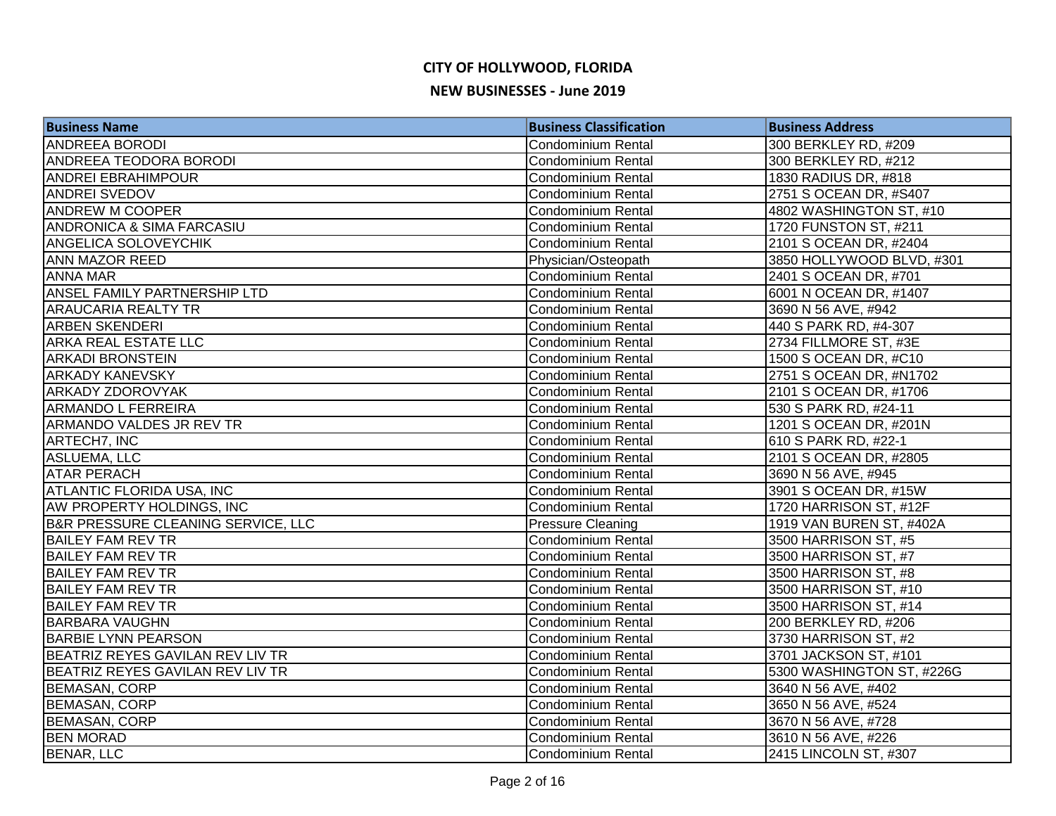# CITY OF HOLLYWOOD, FLORIDA

## NEW BUSINESSES - June 2019

| Business Name | Business Classification | Business Address |
|---|---|---|
| ANDREEA BORODI | Condominium Rental | 300 BERKLEY RD, #209 |
| ANDREEA TEODORA BORODI | Condominium Rental | 300 BERKLEY RD, #212 |
| ANDREI EBRAHIMPOUR | Condominium Rental | 1830 RADIUS DR, #818 |
| ANDREI SVEDOV | Condominium Rental | 2751 S OCEAN DR, #S407 |
| ANDREW M COOPER | Condominium Rental | 4802 WASHINGTON ST, #10 |
| ANDRONICA & SIMA FARCASIU | Condominium Rental | 1720 FUNSTON ST, #211 |
| ANGELICA SOLOVEYCHIK | Condominium Rental | 2101 S OCEAN DR, #2404 |
| ANN MAZOR REED | Physician/Osteopath | 3850 HOLLYWOOD BLVD, #301 |
| ANNA MAR | Condominium Rental | 2401 S OCEAN DR, #701 |
| ANSEL FAMILY PARTNERSHIP LTD | Condominium Rental | 6001 N OCEAN DR, #1407 |
| ARAUCARIA REALTY TR | Condominium Rental | 3690 N 56 AVE, #942 |
| ARBEN SKENDERI | Condominium Rental | 440 S PARK RD, #4-307 |
| ARKA REAL ESTATE LLC | Condominium Rental | 2734 FILLMORE ST, #3E |
| ARKADI BRONSTEIN | Condominium Rental | 1500 S OCEAN DR, #C10 |
| ARKADY KANEVSKY | Condominium Rental | 2751 S OCEAN DR, #N1702 |
| ARKADY ZDOROVYAK | Condominium Rental | 2101 S OCEAN DR, #1706 |
| ARMANDO L FERREIRA | Condominium Rental | 530 S PARK RD, #24-11 |
| ARMANDO VALDES JR REV TR | Condominium Rental | 1201 S OCEAN DR, #201N |
| ARTECH7, INC | Condominium Rental | 610 S PARK RD, #22-1 |
| ASLUEMA, LLC | Condominium Rental | 2101 S OCEAN DR, #2805 |
| ATAR PERACH | Condominium Rental | 3690 N 56 AVE, #945 |
| ATLANTIC FLORIDA USA, INC | Condominium Rental | 3901 S OCEAN DR, #15W |
| AW PROPERTY HOLDINGS, INC | Condominium Rental | 1720 HARRISON ST, #12F |
| B&R PRESSURE CLEANING SERVICE, LLC | Pressure Cleaning | 1919 VAN BUREN ST, #402A |
| BAILEY FAM REV TR | Condominium Rental | 3500 HARRISON ST, #5 |
| BAILEY FAM REV TR | Condominium Rental | 3500 HARRISON ST, #7 |
| BAILEY FAM REV TR | Condominium Rental | 3500 HARRISON ST, #8 |
| BAILEY FAM REV TR | Condominium Rental | 3500 HARRISON ST, #10 |
| BAILEY FAM REV TR | Condominium Rental | 3500 HARRISON ST, #14 |
| BARBARA VAUGHN | Condominium Rental | 200 BERKLEY RD, #206 |
| BARBIE LYNN PEARSON | Condominium Rental | 3730 HARRISON ST, #2 |
| BEATRIZ REYES GAVILAN REV LIV TR | Condominium Rental | 3701 JACKSON ST, #101 |
| BEATRIZ REYES GAVILAN REV LIV TR | Condominium Rental | 5300 WASHINGTON ST, #226G |
| BEMASAN, CORP | Condominium Rental | 3640 N 56 AVE, #402 |
| BEMASAN, CORP | Condominium Rental | 3650 N 56 AVE, #524 |
| BEMASAN, CORP | Condominium Rental | 3670 N 56 AVE, #728 |
| BEN MORAD | Condominium Rental | 3610 N 56 AVE, #226 |
| BENAR, LLC | Condominium Rental | 2415 LINCOLN ST, #307 |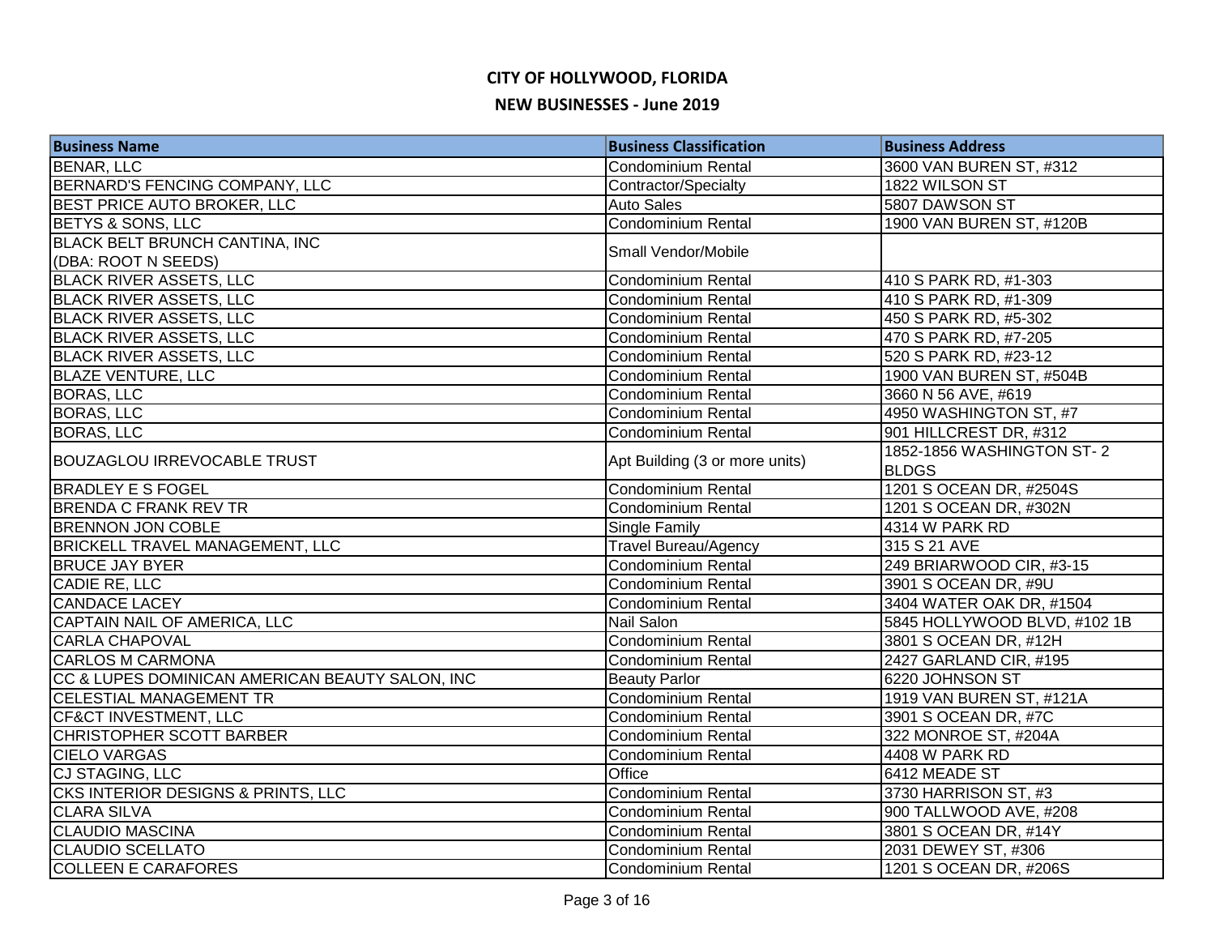# CITY OF HOLLYWOOD, FLORIDA

## NEW BUSINESSES - June 2019

| Business Name | Business Classification | Business Address |
|---|---|---|
| BENAR, LLC | Condominium Rental | 3600 VAN BUREN ST, #312 |
| BERNARD'S FENCING COMPANY, LLC | Contractor/Specialty | 1822 WILSON ST |
| BEST PRICE AUTO BROKER, LLC | Auto Sales | 5807 DAWSON ST |
| BETYS & SONS, LLC | Condominium Rental | 1900 VAN BUREN ST, #120B |
| BLACK BELT BRUNCH CANTINA, INC (DBA: ROOT N SEEDS) | Small Vendor/Mobile | |
| BLACK RIVER ASSETS, LLC | Condominium Rental | 410 S PARK RD, #1-303 |
| BLACK RIVER ASSETS, LLC | Condominium Rental | 410 S PARK RD, #1-309 |
| BLACK RIVER ASSETS, LLC | Condominium Rental | 450 S PARK RD, #5-302 |
| BLACK RIVER ASSETS, LLC | Condominium Rental | 470 S PARK RD, #7-205 |
| BLACK RIVER ASSETS, LLC | Condominium Rental | 520 S PARK RD, #23-12 |
| BLAZE VENTURE, LLC | Condominium Rental | 1900 VAN BUREN ST, #504B |
| BORAS, LLC | Condominium Rental | 3660 N 56 AVE, #619 |
| BORAS, LLC | Condominium Rental | 4950 WASHINGTON ST, #7 |
| BORAS, LLC | Condominium Rental | 901 HILLCREST DR, #312 |
| BOUZAGLOU IRREVOCABLE TRUST | Apt Building (3 or more units) | 1852-1856 WASHINGTON ST- 2 BLDGS |
| BRADLEY E S FOGEL | Condominium Rental | 1201 S OCEAN DR, #2504S |
| BRENDA C FRANK REV TR | Condominium Rental | 1201 S OCEAN DR, #302N |
| BRENNON JON COBLE | Single Family | 4314 W PARK RD |
| BRICKELL TRAVEL MANAGEMENT, LLC | Travel Bureau/Agency | 315 S 21 AVE |
| BRUCE JAY BYER | Condominium Rental | 249 BRIARWOOD CIR, #3-15 |
| CADIE RE, LLC | Condominium Rental | 3901 S OCEAN DR, #9U |
| CANDACE LACEY | Condominium Rental | 3404 WATER OAK DR, #1504 |
| CAPTAIN NAIL OF AMERICA, LLC | Nail Salon | 5845 HOLLYWOOD BLVD, #102 1B |
| CARLA CHAPOVAL | Condominium Rental | 3801 S OCEAN DR, #12H |
| CARLOS M CARMONA | Condominium Rental | 2427 GARLAND CIR, #195 |
| CC & LUPES DOMINICAN AMERICAN BEAUTY SALON, INC | Beauty Parlor | 6220 JOHNSON ST |
| CELESTIAL MANAGEMENT TR | Condominium Rental | 1919 VAN BUREN ST, #121A |
| CF&CT INVESTMENT, LLC | Condominium Rental | 3901 S OCEAN DR, #7C |
| CHRISTOPHER SCOTT BARBER | Condominium Rental | 322 MONROE ST, #204A |
| CIELO VARGAS | Condominium Rental | 4408 W PARK RD |
| CJ STAGING, LLC | Office | 6412 MEADE ST |
| CKS INTERIOR DESIGNS & PRINTS, LLC | Condominium Rental | 3730 HARRISON ST, #3 |
| CLARA SILVA | Condominium Rental | 900 TALLWOOD AVE, #208 |
| CLAUDIO MASCINA | Condominium Rental | 3801 S OCEAN DR, #14Y |
| CLAUDIO SCELLATO | Condominium Rental | 2031 DEWEY ST, #306 |
| COLLEEN E CARAFORES | Condominium Rental | 1201 S OCEAN DR, #206S |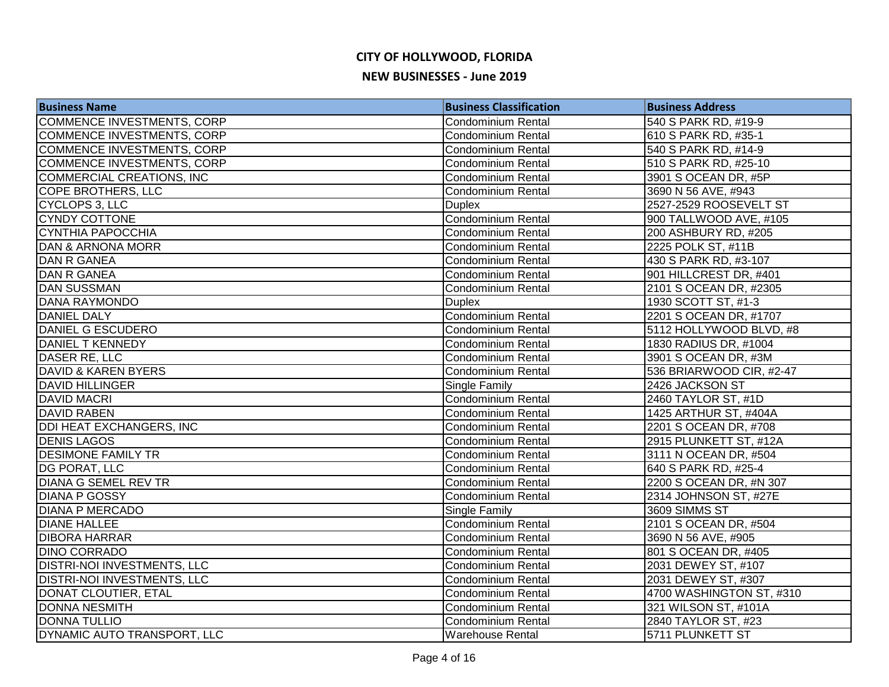# CITY OF HOLLYWOOD, FLORIDA

## NEW BUSINESSES - June 2019

| Business Name | Business Classification | Business Address |
|---|---|---|
| COMMENCE INVESTMENTS, CORP | Condominium Rental | 540 S PARK RD, #19-9 |
| COMMENCE INVESTMENTS, CORP | Condominium Rental | 610 S PARK RD, #35-1 |
| COMMENCE INVESTMENTS, CORP | Condominium Rental | 540 S PARK RD, #14-9 |
| COMMENCE INVESTMENTS, CORP | Condominium Rental | 510 S PARK RD, #25-10 |
| COMMERCIAL CREATIONS, INC | Condominium Rental | 3901 S OCEAN DR, #5P |
| COPE BROTHERS, LLC | Condominium Rental | 3690 N 56 AVE, #943 |
| CYCLOPS 3, LLC | Duplex | 2527-2529 ROOSEVELT ST |
| CYNDY COTTONE | Condominium Rental | 900 TALLWOOD AVE, #105 |
| CYNTHIA PAPOCCHIA | Condominium Rental | 200 ASHBURY RD, #205 |
| DAN & ARNONA MORR | Condominium Rental | 2225 POLK ST, #11B |
| DAN R GANEA | Condominium Rental | 430 S PARK RD, #3-107 |
| DAN R GANEA | Condominium Rental | 901 HILLCREST DR, #401 |
| DAN SUSSMAN | Condominium Rental | 2101 S OCEAN DR, #2305 |
| DANA RAYMONDO | Duplex | 1930 SCOTT ST, #1-3 |
| DANIEL DALY | Condominium Rental | 2201 S OCEAN DR, #1707 |
| DANIEL G ESCUDERO | Condominium Rental | 5112 HOLLYWOOD BLVD, #8 |
| DANIEL T KENNEDY | Condominium Rental | 1830 RADIUS DR, #1004 |
| DASER RE, LLC | Condominium Rental | 3901 S OCEAN DR, #3M |
| DAVID & KAREN BYERS | Condominium Rental | 536 BRIARWOOD CIR, #2-47 |
| DAVID HILLINGER | Single Family | 2426 JACKSON ST |
| DAVID MACRI | Condominium Rental | 2460 TAYLOR ST, #1D |
| DAVID RABEN | Condominium Rental | 1425 ARTHUR ST, #404A |
| DDI HEAT EXCHANGERS, INC | Condominium Rental | 2201 S OCEAN DR, #708 |
| DENIS LAGOS | Condominium Rental | 2915 PLUNKETT ST, #12A |
| DESIMONE FAMILY TR | Condominium Rental | 3111 N OCEAN DR, #504 |
| DG PORAT, LLC | Condominium Rental | 640 S PARK RD, #25-4 |
| DIANA G SEMEL REV TR | Condominium Rental | 2200 S OCEAN DR, #N 307 |
| DIANA P GOSSY | Condominium Rental | 2314 JOHNSON ST, #27E |
| DIANA P MERCADO | Single Family | 3609 SIMMS ST |
| DIANE HALLEE | Condominium Rental | 2101 S OCEAN DR, #504 |
| DIBORA HARRAR | Condominium Rental | 3690 N 56 AVE, #905 |
| DINO CORRADO | Condominium Rental | 801 S OCEAN DR, #405 |
| DISTRI-NOI INVESTMENTS, LLC | Condominium Rental | 2031 DEWEY ST, #107 |
| DISTRI-NOI INVESTMENTS, LLC | Condominium Rental | 2031 DEWEY ST, #307 |
| DONAT CLOUTIER, ETAL | Condominium Rental | 4700 WASHINGTON ST, #310 |
| DONNA NESMITH | Condominium Rental | 321 WILSON ST, #101A |
| DONNA TULLIO | Condominium Rental | 2840 TAYLOR ST, #23 |
| DYNAMIC AUTO TRANSPORT, LLC | Warehouse Rental | 5711 PLUNKETT ST |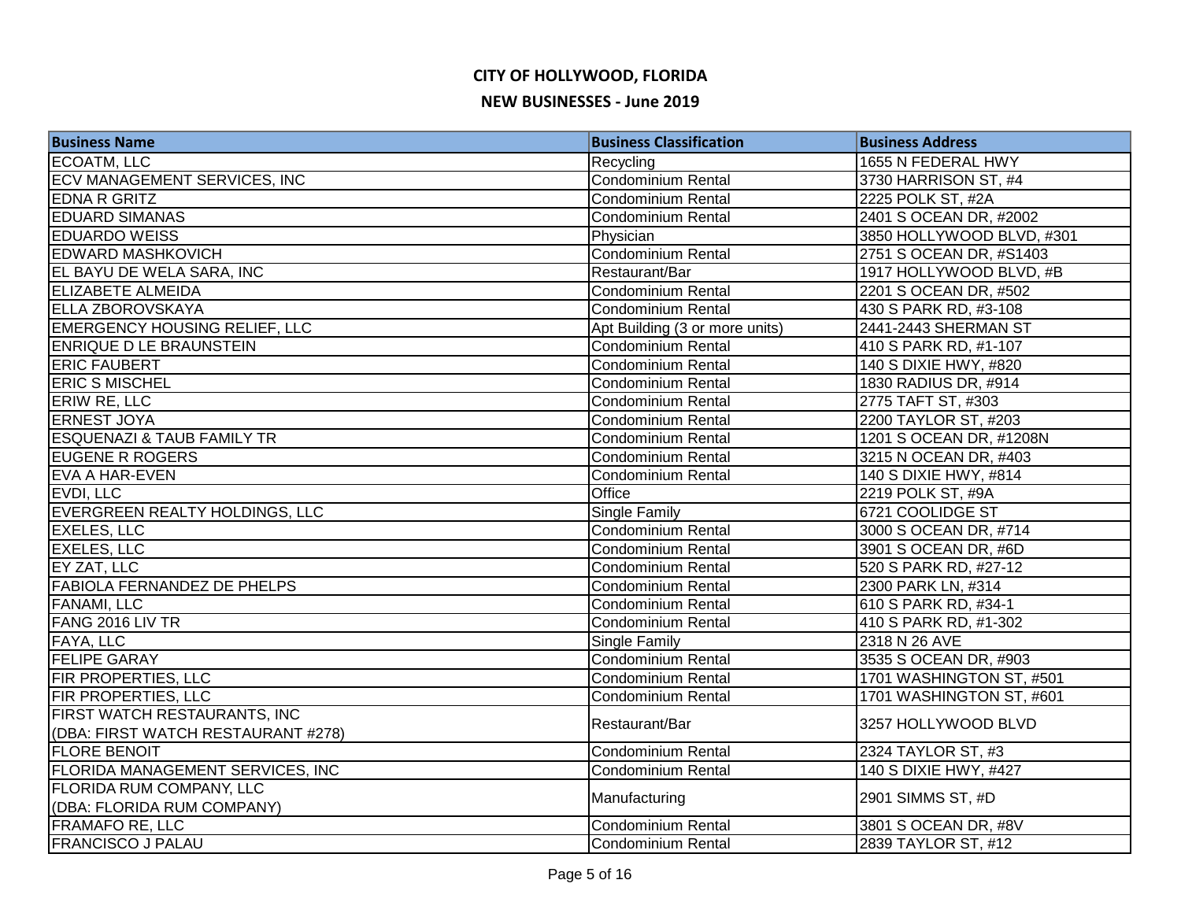# CITY OF HOLLYWOOD, FLORIDA

## NEW BUSINESSES - June 2019

| Business Name | Business Classification | Business Address |
|---|---|---|
| ECOATM, LLC | Recycling | 1655 N FEDERAL HWY |
| ECV MANAGEMENT SERVICES, INC | Condominium Rental | 3730 HARRISON ST, #4 |
| EDNA R GRITZ | Condominium Rental | 2225 POLK ST, #2A |
| EDUARD SIMANAS | Condominium Rental | 2401 S OCEAN DR, #2002 |
| EDUARDO WEISS | Physician | 3850 HOLLYWOOD BLVD, #301 |
| EDWARD MASHKOVICH | Condominium Rental | 2751 S OCEAN DR, #S1403 |
| EL BAYU DE WELA SARA, INC | Restaurant/Bar | 1917 HOLLYWOOD BLVD, #B |
| ELIZABETE ALMEIDA | Condominium Rental | 2201 S OCEAN DR, #502 |
| ELLA ZBOROVSKAYA | Condominium Rental | 430 S PARK RD, #3-108 |
| EMERGENCY HOUSING RELIEF, LLC | Apt Building (3 or more units) | 2441-2443 SHERMAN ST |
| ENRIQUE D LE BRAUNSTEIN | Condominium Rental | 410 S PARK RD, #1-107 |
| ERIC FAUBERT | Condominium Rental | 140 S DIXIE HWY, #820 |
| ERIC S MISCHEL | Condominium Rental | 1830 RADIUS DR, #914 |
| ERIW RE, LLC | Condominium Rental | 2775 TAFT ST, #303 |
| ERNEST JOYA | Condominium Rental | 2200 TAYLOR ST, #203 |
| ESQUENAZI & TAUB FAMILY TR | Condominium Rental | 1201 S OCEAN DR, #1208N |
| EUGENE R ROGERS | Condominium Rental | 3215 N OCEAN DR, #403 |
| EVA A HAR-EVEN | Condominium Rental | 140 S DIXIE HWY, #814 |
| EVDI, LLC | Office | 2219 POLK ST, #9A |
| EVERGREEN REALTY HOLDINGS, LLC | Single Family | 6721 COOLIDGE ST |
| EXELES, LLC | Condominium Rental | 3000 S OCEAN DR, #714 |
| EXELES, LLC | Condominium Rental | 3901 S OCEAN DR, #6D |
| EY ZAT, LLC | Condominium Rental | 520 S PARK RD, #27-12 |
| FABIOLA FERNANDEZ DE PHELPS | Condominium Rental | 2300 PARK LN, #314 |
| FANAMI, LLC | Condominium Rental | 610 S PARK RD, #34-1 |
| FANG 2016 LIV TR | Condominium Rental | 410 S PARK RD, #1-302 |
| FAYA, LLC | Single Family | 2318 N 26 AVE |
| FELIPE GARAY | Condominium Rental | 3535 S OCEAN DR, #903 |
| FIR PROPERTIES, LLC | Condominium Rental | 1701 WASHINGTON ST, #501 |
| FIR PROPERTIES, LLC | Condominium Rental | 1701 WASHINGTON ST, #601 |
| FIRST WATCH RESTAURANTS, INC (DBA: FIRST WATCH RESTAURANT #278) | Restaurant/Bar | 3257 HOLLYWOOD BLVD |
| FLORE BENOIT | Condominium Rental | 2324 TAYLOR ST, #3 |
| FLORIDA MANAGEMENT SERVICES, INC | Condominium Rental | 140 S DIXIE HWY, #427 |
| FLORIDA RUM COMPANY, LLC (DBA: FLORIDA RUM COMPANY) | Manufacturing | 2901 SIMMS ST, #D |
| FRAMAFO RE, LLC | Condominium Rental | 3801 S OCEAN DR, #8V |
| FRANCISCO J PALAU | Condominium Rental | 2839 TAYLOR ST, #12 |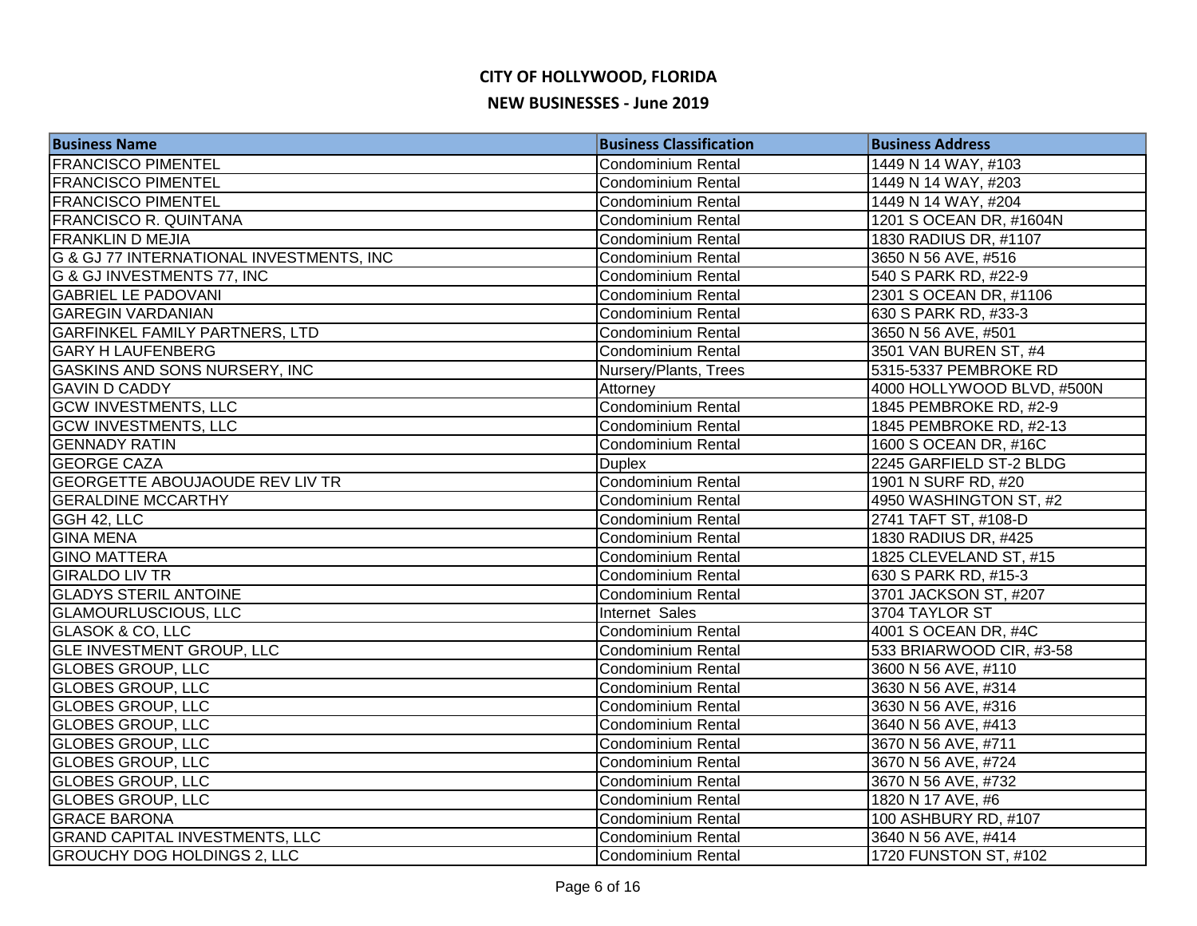# CITY OF HOLLYWOOD, FLORIDA

## NEW BUSINESSES - June 2019

| Business Name | Business Classification | Business Address |
|---|---|---|
| FRANCISCO PIMENTEL | Condominium Rental | 1449 N 14 WAY, #103 |
| FRANCISCO PIMENTEL | Condominium Rental | 1449 N 14 WAY, #203 |
| FRANCISCO PIMENTEL | Condominium Rental | 1449 N 14 WAY, #204 |
| FRANCISCO R. QUINTANA | Condominium Rental | 1201 S OCEAN DR, #1604N |
| FRANKLIN D MEJIA | Condominium Rental | 1830 RADIUS DR, #1107 |
| G & GJ 77 INTERNATIONAL INVESTMENTS, INC | Condominium Rental | 3650 N 56 AVE, #516 |
| G & GJ INVESTMENTS 77, INC | Condominium Rental | 540 S PARK RD, #22-9 |
| GABRIEL LE PADOVANI | Condominium Rental | 2301 S OCEAN DR, #1106 |
| GAREGIN VARDANIAN | Condominium Rental | 630 S PARK RD, #33-3 |
| GARFINKEL FAMILY PARTNERS, LTD | Condominium Rental | 3650 N 56 AVE, #501 |
| GARY H LAUFENBERG | Condominium Rental | 3501 VAN BUREN ST, #4 |
| GASKINS AND SONS NURSERY, INC | Nursery/Plants, Trees | 5315-5337 PEMBROKE RD |
| GAVIN D CADDY | Attorney | 4000 HOLLYWOOD BLVD, #500N |
| GCW INVESTMENTS, LLC | Condominium Rental | 1845 PEMBROKE RD, #2-9 |
| GCW INVESTMENTS, LLC | Condominium Rental | 1845 PEMBROKE RD, #2-13 |
| GENNADY RATIN | Condominium Rental | 1600 S OCEAN DR, #16C |
| GEORGE CAZA | Duplex | 2245 GARFIELD ST-2 BLDG |
| GEORGETTE ABOUJAOUDE REV LIV TR | Condominium Rental | 1901 N SURF RD, #20 |
| GERALDINE MCCARTHY | Condominium Rental | 4950 WASHINGTON ST, #2 |
| GGH 42, LLC | Condominium Rental | 2741 TAFT ST, #108-D |
| GINA MENA | Condominium Rental | 1830 RADIUS DR, #425 |
| GINO MATTERA | Condominium Rental | 1825 CLEVELAND ST, #15 |
| GIRALDO LIV TR | Condominium Rental | 630 S PARK RD, #15-3 |
| GLADYS STERIL ANTOINE | Condominium Rental | 3701 JACKSON ST, #207 |
| GLAMOURLUSCIOUS, LLC | Internet Sales | 3704 TAYLOR ST |
| GLASOK & CO, LLC | Condominium Rental | 4001 S OCEAN DR, #4C |
| GLE INVESTMENT GROUP, LLC | Condominium Rental | 533 BRIARWOOD CIR, #3-58 |
| GLOBES GROUP, LLC | Condominium Rental | 3600 N 56 AVE, #110 |
| GLOBES GROUP, LLC | Condominium Rental | 3630 N 56 AVE, #314 |
| GLOBES GROUP, LLC | Condominium Rental | 3630 N 56 AVE, #316 |
| GLOBES GROUP, LLC | Condominium Rental | 3640 N 56 AVE, #413 |
| GLOBES GROUP, LLC | Condominium Rental | 3670 N 56 AVE, #711 |
| GLOBES GROUP, LLC | Condominium Rental | 3670 N 56 AVE, #724 |
| GLOBES GROUP, LLC | Condominium Rental | 3670 N 56 AVE, #732 |
| GLOBES GROUP, LLC | Condominium Rental | 1820 N 17 AVE, #6 |
| GRACE BARONA | Condominium Rental | 100 ASHBURY RD, #107 |
| GRAND CAPITAL INVESTMENTS, LLC | Condominium Rental | 3640 N 56 AVE, #414 |
| GROUCHY DOG HOLDINGS 2, LLC | Condominium Rental | 1720 FUNSTON ST, #102 |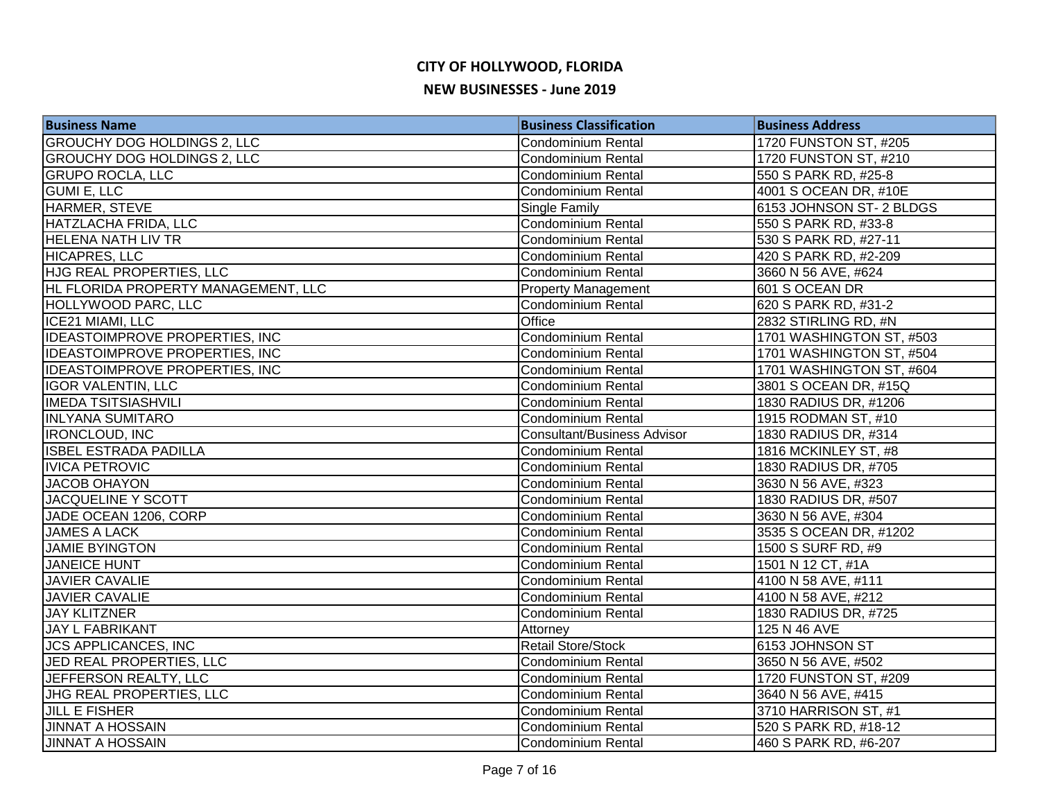# CITY OF HOLLYWOOD, FLORIDA

## NEW BUSINESSES - June 2019

| Business Name | Business Classification | Business Address |
|---|---|---|
| GROUCHY DOG HOLDINGS 2, LLC | Condominium Rental | 1720 FUNSTON ST, #205 |
| GROUCHY DOG HOLDINGS 2, LLC | Condominium Rental | 1720 FUNSTON ST, #210 |
| GRUPO ROCLA, LLC | Condominium Rental | 550 S PARK RD, #25-8 |
| GUMI E, LLC | Condominium Rental | 4001 S OCEAN DR, #10E |
| HARMER, STEVE | Single Family | 6153 JOHNSON ST- 2 BLDGS |
| HATZLACHA FRIDA, LLC | Condominium Rental | 550 S PARK RD, #33-8 |
| HELENA NATH LIV TR | Condominium Rental | 530 S PARK RD, #27-11 |
| HICAPRES, LLC | Condominium Rental | 420 S PARK RD, #2-209 |
| HJG REAL PROPERTIES, LLC | Condominium Rental | 3660 N 56 AVE, #624 |
| HL FLORIDA PROPERTY MANAGEMENT, LLC | Property Management | 601 S OCEAN DR |
| HOLLYWOOD PARC, LLC | Condominium Rental | 620 S PARK RD, #31-2 |
| ICE21 MIAMI, LLC | Office | 2832 STIRLING RD, #N |
| IDEASTOIMPROVE PROPERTIES, INC | Condominium Rental | 1701 WASHINGTON ST, #503 |
| IDEASTOIMPROVE PROPERTIES, INC | Condominium Rental | 1701 WASHINGTON ST, #504 |
| IDEASTOIMPROVE PROPERTIES, INC | Condominium Rental | 1701 WASHINGTON ST, #604 |
| IGOR VALENTIN, LLC | Condominium Rental | 3801 S OCEAN DR, #15Q |
| IMEDA TSITSIASHVILI | Condominium Rental | 1830 RADIUS DR, #1206 |
| INLYANA SUMITARO | Condominium Rental | 1915 RODMAN ST, #10 |
| IRONCLOUD, INC | Consultant/Business Advisor | 1830 RADIUS DR, #314 |
| ISBEL ESTRADA PADILLA | Condominium Rental | 1816 MCKINLEY ST, #8 |
| IVICA PETROVIC | Condominium Rental | 1830 RADIUS DR, #705 |
| JACOB OHAYON | Condominium Rental | 3630 N 56 AVE, #323 |
| JACQUELINE Y SCOTT | Condominium Rental | 1830 RADIUS DR, #507 |
| JADE OCEAN 1206, CORP | Condominium Rental | 3630 N 56 AVE, #304 |
| JAMES A LACK | Condominium Rental | 3535 S OCEAN DR, #1202 |
| JAMIE BYINGTON | Condominium Rental | 1500 S SURF RD, #9 |
| JANEICE HUNT | Condominium Rental | 1501 N 12 CT, #1A |
| JAVIER CAVALIE | Condominium Rental | 4100 N 58 AVE, #111 |
| JAVIER CAVALIE | Condominium Rental | 4100 N 58 AVE, #212 |
| JAY KLITZNER | Condominium Rental | 1830 RADIUS DR, #725 |
| JAY L FABRIKANT | Attorney | 125 N 46 AVE |
| JCS APPLICANCES, INC | Retail Store/Stock | 6153 JOHNSON ST |
| JED REAL PROPERTIES, LLC | Condominium Rental | 3650 N 56 AVE, #502 |
| JEFFERSON REALTY, LLC | Condominium Rental | 1720 FUNSTON ST, #209 |
| JHG REAL PROPERTIES, LLC | Condominium Rental | 3640 N 56 AVE, #415 |
| JILL E FISHER | Condominium Rental | 3710 HARRISON ST, #1 |
| JINNAT A HOSSAIN | Condominium Rental | 520 S PARK RD, #18-12 |
| JINNAT A HOSSAIN | Condominium Rental | 460 S PARK RD, #6-207 |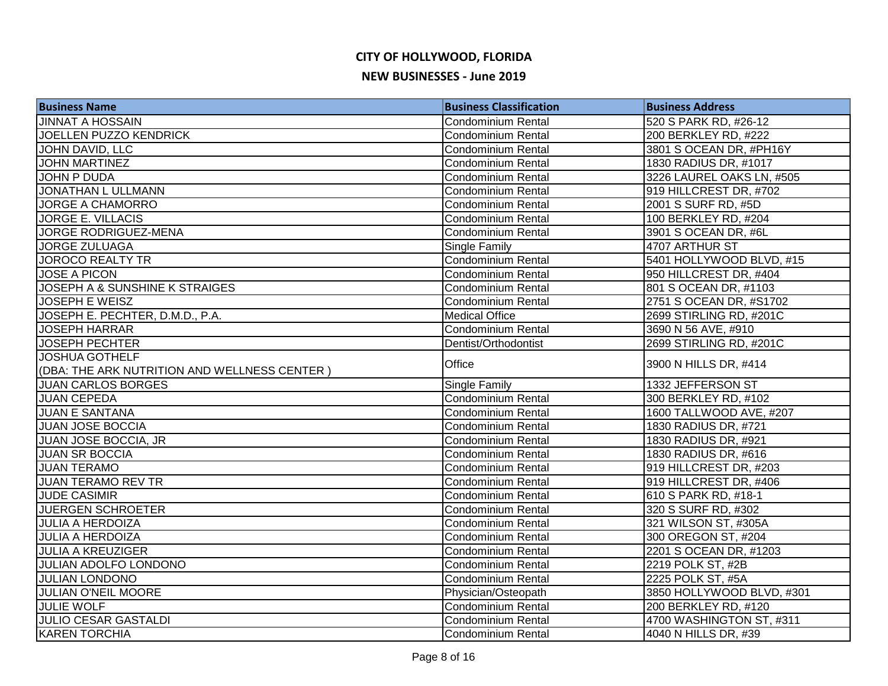# CITY OF HOLLYWOOD, FLORIDA

## NEW BUSINESSES - June 2019

| Business Name | Business Classification | Business Address |
|---|---|---|
| JINNAT A HOSSAIN | Condominium Rental | 520 S PARK RD, #26-12 |
| JOELLEN PUZZO KENDRICK | Condominium Rental | 200 BERKLEY RD, #222 |
| JOHN DAVID, LLC | Condominium Rental | 3801 S OCEAN DR, #PH16Y |
| JOHN MARTINEZ | Condominium Rental | 1830 RADIUS DR, #1017 |
| JOHN P DUDA | Condominium Rental | 3226 LAUREL OAKS LN, #505 |
| JONATHAN L ULLMANN | Condominium Rental | 919 HILLCREST DR, #702 |
| JORGE A CHAMORRO | Condominium Rental | 2001 S SURF RD, #5D |
| JORGE E. VILLACIS | Condominium Rental | 100 BERKLEY RD, #204 |
| JORGE RODRIGUEZ-MENA | Condominium Rental | 3901 S OCEAN DR, #6L |
| JORGE ZULUAGA | Single Family | 4707 ARTHUR ST |
| JOROCO REALTY TR | Condominium Rental | 5401 HOLLYWOOD BLVD, #15 |
| JOSE A PICON | Condominium Rental | 950 HILLCREST DR, #404 |
| JOSEPH A & SUNSHINE K STRAIGES | Condominium Rental | 801 S OCEAN DR, #1103 |
| JOSEPH E WEISZ | Condominium Rental | 2751 S OCEAN DR, #S1702 |
| JOSEPH E. PECHTER, D.M.D., P.A. | Medical Office | 2699 STIRLING RD, #201C |
| JOSEPH HARRAR | Condominium Rental | 3690 N 56 AVE, #910 |
| JOSEPH PECHTER | Dentist/Orthodontist | 2699 STIRLING RD, #201C |
| JOSHUA GOTHELF (DBA: THE ARK NUTRITION AND WELLNESS CENTER ) | Office | 3900 N HILLS DR, #414 |
| JUAN CARLOS BORGES | Single Family | 1332 JEFFERSON ST |
| JUAN CEPEDA | Condominium Rental | 300 BERKLEY RD, #102 |
| JUAN E SANTANA | Condominium Rental | 1600 TALLWOOD AVE, #207 |
| JUAN JOSE BOCCIA | Condominium Rental | 1830 RADIUS DR, #721 |
| JUAN JOSE BOCCIA, JR | Condominium Rental | 1830 RADIUS DR, #921 |
| JUAN SR BOCCIA | Condominium Rental | 1830 RADIUS DR, #616 |
| JUAN TERAMO | Condominium Rental | 919 HILLCREST DR, #203 |
| JUAN TERAMO REV TR | Condominium Rental | 919 HILLCREST DR, #406 |
| JUDE CASIMIR | Condominium Rental | 610 S PARK RD, #18-1 |
| JUERGEN SCHROETER | Condominium Rental | 320 S SURF RD, #302 |
| JULIA A HERDOIZA | Condominium Rental | 321 WILSON ST, #305A |
| JULIA A HERDOIZA | Condominium Rental | 300 OREGON ST, #204 |
| JULIA A KREUZIGER | Condominium Rental | 2201 S OCEAN DR, #1203 |
| JULIAN ADOLFO LONDONO | Condominium Rental | 2219 POLK ST, #2B |
| JULIAN LONDONO | Condominium Rental | 2225 POLK ST, #5A |
| JULIAN O'NEIL MOORE | Physician/Osteopath | 3850 HOLLYWOOD BLVD, #301 |
| JULIE WOLF | Condominium Rental | 200 BERKLEY RD, #120 |
| JULIO CESAR GASTALDI | Condominium Rental | 4700 WASHINGTON ST, #311 |
| KAREN TORCHIA | Condominium Rental | 4040 N HILLS DR, #39 |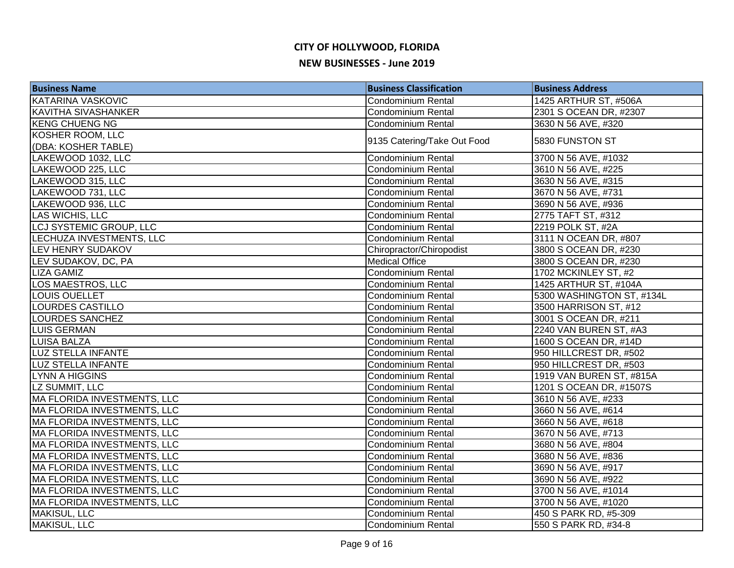# CITY OF HOLLYWOOD, FLORIDA

## NEW BUSINESSES - June 2019

| Business Name | Business Classification | Business Address |
|---|---|---|
| KATARINA VASKOVIC | Condominium Rental | 1425 ARTHUR ST, #506A |
| KAVITHA SIVASHANKER | Condominium Rental | 2301 S OCEAN DR, #2307 |
| KENG CHUENG NG | Condominium Rental | 3630 N 56 AVE, #320 |
| KOSHER ROOM, LLC (DBA: KOSHER TABLE) | 9135 Catering/Take Out Food | 5830 FUNSTON ST |
| LAKEWOOD 1032, LLC | Condominium Rental | 3700 N 56 AVE, #1032 |
| LAKEWOOD 225, LLC | Condominium Rental | 3610 N 56 AVE, #225 |
| LAKEWOOD 315, LLC | Condominium Rental | 3630 N 56 AVE, #315 |
| LAKEWOOD 731, LLC | Condominium Rental | 3670 N 56 AVE, #731 |
| LAKEWOOD 936, LLC | Condominium Rental | 3690 N 56 AVE, #936 |
| LAS WICHIS, LLC | Condominium Rental | 2775 TAFT ST, #312 |
| LCJ SYSTEMIC GROUP, LLC | Condominium Rental | 2219 POLK ST, #2A |
| LECHUZA INVESTMENTS, LLC | Condominium Rental | 3111 N OCEAN DR, #807 |
| LEV HENRY SUDAKOV | Chiropractor/Chiropodist | 3800 S OCEAN DR, #230 |
| LEV SUDAKOV, DC, PA | Medical Office | 3800 S OCEAN DR, #230 |
| LIZA GAMIZ | Condominium Rental | 1702 MCKINLEY ST, #2 |
| LOS MAESTROS, LLC | Condominium Rental | 1425 ARTHUR ST, #104A |
| LOUIS OUELLET | Condominium Rental | 5300 WASHINGTON ST, #134L |
| LOURDES CASTILLO | Condominium Rental | 3500 HARRISON ST, #12 |
| LOURDES SANCHEZ | Condominium Rental | 3001 S OCEAN DR, #211 |
| LUIS GERMAN | Condominium Rental | 2240 VAN BUREN ST, #A3 |
| LUISA BALZA | Condominium Rental | 1600 S OCEAN DR, #14D |
| LUZ STELLA INFANTE | Condominium Rental | 950 HILLCREST DR, #502 |
| LUZ STELLA INFANTE | Condominium Rental | 950 HILLCREST DR, #503 |
| LYNN A HIGGINS | Condominium Rental | 1919 VAN BUREN ST, #815A |
| LZ SUMMIT, LLC | Condominium Rental | 1201 S OCEAN DR, #1507S |
| MA FLORIDA INVESTMENTS, LLC | Condominium Rental | 3610 N 56 AVE, #233 |
| MA FLORIDA INVESTMENTS, LLC | Condominium Rental | 3660 N 56 AVE, #614 |
| MA FLORIDA INVESTMENTS, LLC | Condominium Rental | 3660 N 56 AVE, #618 |
| MA FLORIDA INVESTMENTS, LLC | Condominium Rental | 3670 N 56 AVE, #713 |
| MA FLORIDA INVESTMENTS, LLC | Condominium Rental | 3680 N 56 AVE, #804 |
| MA FLORIDA INVESTMENTS, LLC | Condominium Rental | 3680 N 56 AVE, #836 |
| MA FLORIDA INVESTMENTS, LLC | Condominium Rental | 3690 N 56 AVE, #917 |
| MA FLORIDA INVESTMENTS, LLC | Condominium Rental | 3690 N 56 AVE, #922 |
| MA FLORIDA INVESTMENTS, LLC | Condominium Rental | 3700 N 56 AVE, #1014 |
| MA FLORIDA INVESTMENTS, LLC | Condominium Rental | 3700 N 56 AVE, #1020 |
| MAKISUL, LLC | Condominium Rental | 450 S PARK RD, #5-309 |
| MAKISUL, LLC | Condominium Rental | 550 S PARK RD, #34-8 |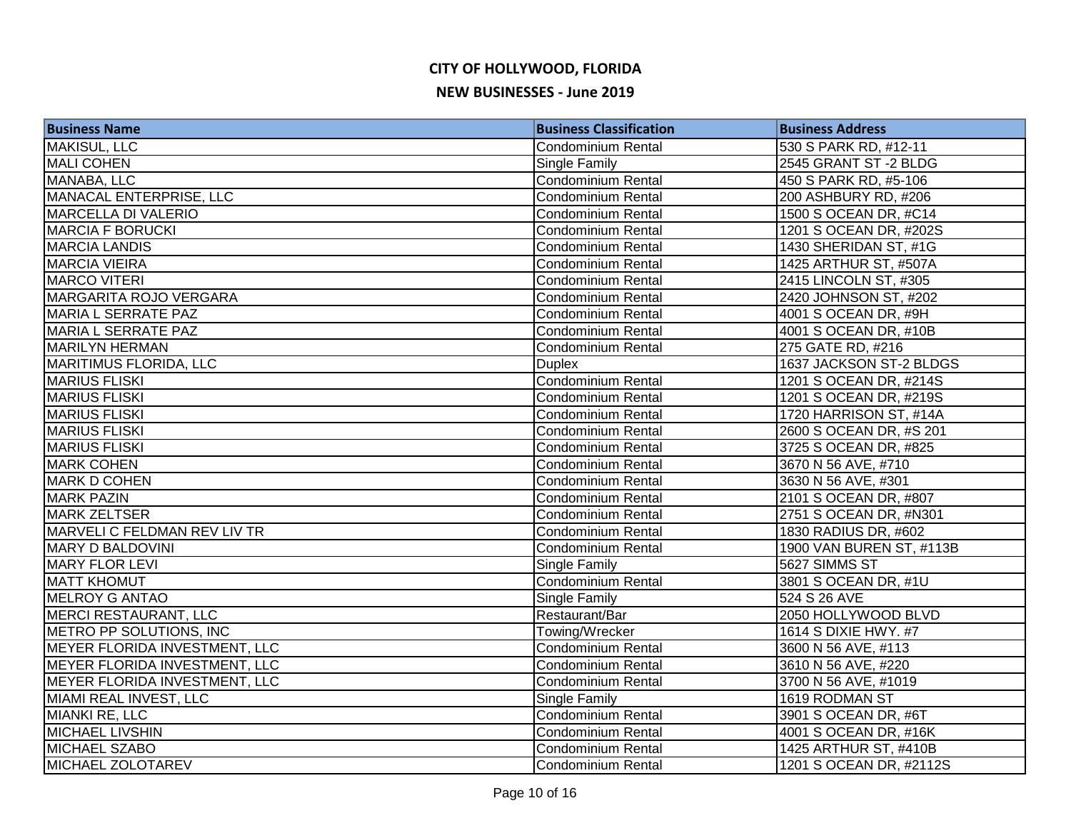# CITY OF HOLLYWOOD, FLORIDA

## NEW BUSINESSES - June 2019

| Business Name | Business Classification | Business Address |
|---|---|---|
| MAKISUL, LLC | Condominium Rental | 530 S PARK RD, #12-11 |
| MALI COHEN | Single Family | 2545 GRANT ST -2 BLDG |
| MANABA, LLC | Condominium Rental | 450 S PARK RD, #5-106 |
| MANACAL ENTERPRISE, LLC | Condominium Rental | 200 ASHBURY RD, #206 |
| MARCELLA DI VALERIO | Condominium Rental | 1500 S OCEAN DR, #C14 |
| MARCIA F BORUCKI | Condominium Rental | 1201 S OCEAN DR, #202S |
| MARCIA LANDIS | Condominium Rental | 1430 SHERIDAN ST, #1G |
| MARCIA VIEIRA | Condominium Rental | 1425 ARTHUR ST, #507A |
| MARCO VITERI | Condominium Rental | 2415 LINCOLN ST, #305 |
| MARGARITA ROJO VERGARA | Condominium Rental | 2420 JOHNSON ST, #202 |
| MARIA L SERRATE PAZ | Condominium Rental | 4001 S OCEAN DR, #9H |
| MARIA L SERRATE PAZ | Condominium Rental | 4001 S OCEAN DR, #10B |
| MARILYN HERMAN | Condominium Rental | 275 GATE RD, #216 |
| MARITIMUS FLORIDA, LLC | Duplex | 1637 JACKSON ST-2 BLDGS |
| MARIUS FLISKI | Condominium Rental | 1201 S OCEAN DR, #214S |
| MARIUS FLISKI | Condominium Rental | 1201 S OCEAN DR, #219S |
| MARIUS FLISKI | Condominium Rental | 1720 HARRISON ST, #14A |
| MARIUS FLISKI | Condominium Rental | 2600 S OCEAN DR, #S 201 |
| MARIUS FLISKI | Condominium Rental | 3725 S OCEAN DR, #825 |
| MARK COHEN | Condominium Rental | 3670 N 56 AVE, #710 |
| MARK D COHEN | Condominium Rental | 3630 N 56 AVE, #301 |
| MARK PAZIN | Condominium Rental | 2101 S OCEAN DR, #807 |
| MARK ZELTSER | Condominium Rental | 2751 S OCEAN DR, #N301 |
| MARVELI C FELDMAN REV LIV TR | Condominium Rental | 1830 RADIUS DR, #602 |
| MARY D BALDOVINI | Condominium Rental | 1900 VAN BUREN ST, #113B |
| MARY FLOR LEVI | Single Family | 5627 SIMMS ST |
| MATT KHOMUT | Condominium Rental | 3801 S OCEAN DR, #1U |
| MELROY G ANTAO | Single Family | 524 S 26 AVE |
| MERCI RESTAURANT, LLC | Restaurant/Bar | 2050 HOLLYWOOD BLVD |
| METRO PP SOLUTIONS, INC | Towing/Wrecker | 1614 S DIXIE HWY. #7 |
| MEYER FLORIDA INVESTMENT, LLC | Condominium Rental | 3600 N 56 AVE, #113 |
| MEYER FLORIDA INVESTMENT, LLC | Condominium Rental | 3610 N 56 AVE, #220 |
| MEYER FLORIDA INVESTMENT, LLC | Condominium Rental | 3700 N 56 AVE, #1019 |
| MIAMI REAL INVEST, LLC | Single Family | 1619 RODMAN ST |
| MIANKI RE, LLC | Condominium Rental | 3901 S OCEAN DR, #6T |
| MICHAEL LIVSHIN | Condominium Rental | 4001 S OCEAN DR, #16K |
| MICHAEL SZABO | Condominium Rental | 1425 ARTHUR ST, #410B |
| MICHAEL ZOLOTAREV | Condominium Rental | 1201 S OCEAN DR, #2112S |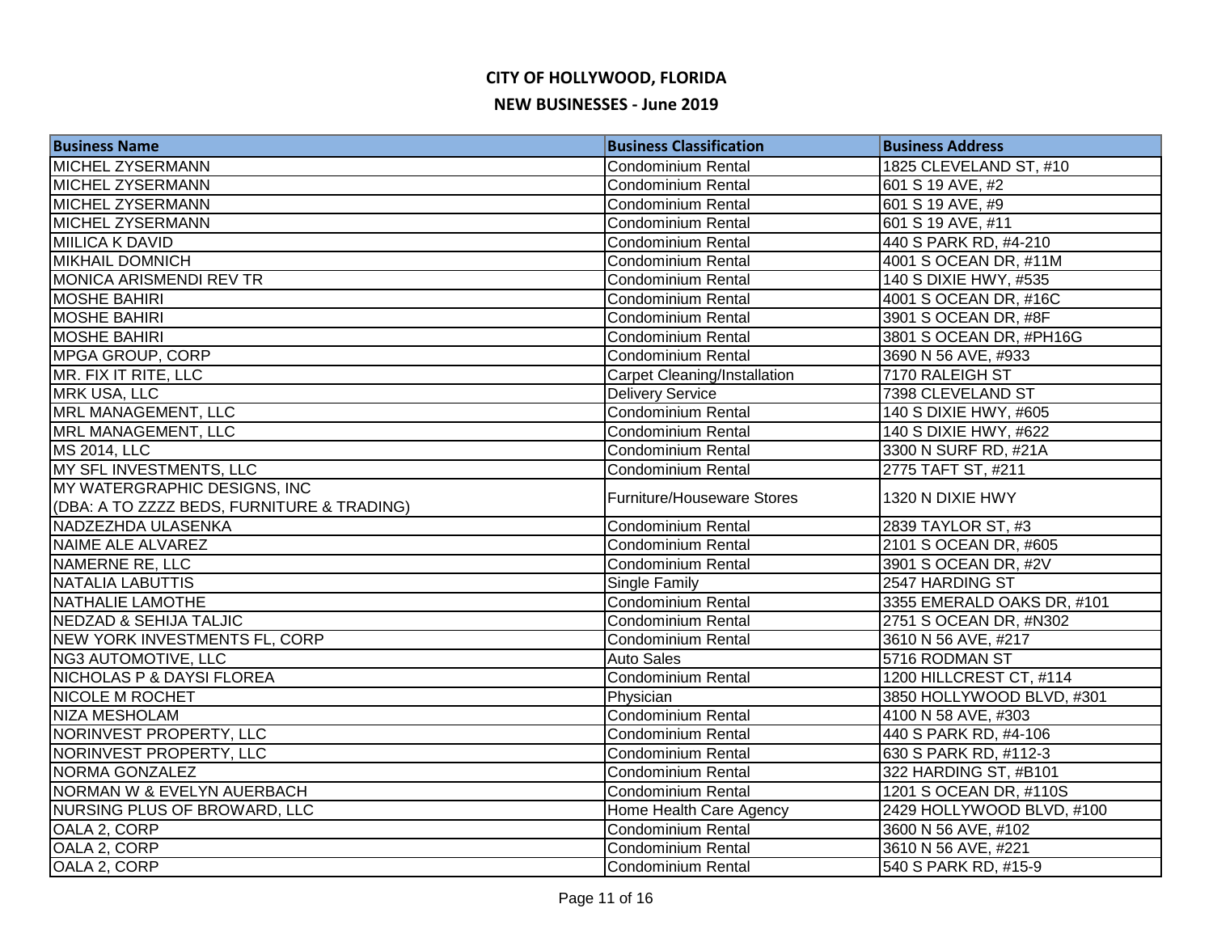# CITY OF HOLLYWOOD, FLORIDA

## NEW BUSINESSES - June 2019

| Business Name | Business Classification | Business Address |
|---|---|---|
| MICHEL ZYSERMANN | Condominium Rental | 1825 CLEVELAND ST, #10 |
| MICHEL ZYSERMANN | Condominium Rental | 601 S 19 AVE, #2 |
| MICHEL ZYSERMANN | Condominium Rental | 601 S 19 AVE, #9 |
| MICHEL ZYSERMANN | Condominium Rental | 601 S 19 AVE, #11 |
| MIILICA K DAVID | Condominium Rental | 440 S PARK RD, #4-210 |
| MIKHAIL DOMNICH | Condominium Rental | 4001 S OCEAN DR, #11M |
| MONICA ARISMENDI REV TR | Condominium Rental | 140 S DIXIE HWY, #535 |
| MOSHE BAHIRI | Condominium Rental | 4001 S OCEAN DR, #16C |
| MOSHE BAHIRI | Condominium Rental | 3901 S OCEAN DR, #8F |
| MOSHE BAHIRI | Condominium Rental | 3801 S OCEAN DR, #PH16G |
| MPGA GROUP, CORP | Condominium Rental | 3690 N 56 AVE, #933 |
| MR. FIX IT RITE, LLC | Carpet Cleaning/Installation | 7170 RALEIGH ST |
| MRK USA, LLC | Delivery Service | 7398 CLEVELAND ST |
| MRL MANAGEMENT, LLC | Condominium Rental | 140 S DIXIE HWY, #605 |
| MRL MANAGEMENT, LLC | Condominium Rental | 140 S DIXIE HWY, #622 |
| MS 2014, LLC | Condominium Rental | 3300 N SURF RD, #21A |
| MY SFL INVESTMENTS, LLC | Condominium Rental | 2775 TAFT ST, #211 |
| MY WATERGRAPHIC DESIGNS, INC (DBA: A TO ZZZZ BEDS, FURNITURE & TRADING) | Furniture/Houseware Stores | 1320 N DIXIE HWY |
| NADZEZHDA ULASENKA | Condominium Rental | 2839 TAYLOR ST, #3 |
| NAIME ALE ALVAREZ | Condominium Rental | 2101 S OCEAN DR, #605 |
| NAMERNE RE, LLC | Condominium Rental | 3901 S OCEAN DR, #2V |
| NATALIA LABUTTIS | Single Family | 2547 HARDING ST |
| NATHALIE LAMOTHE | Condominium Rental | 3355 EMERALD OAKS DR, #101 |
| NEDZAD & SEHIJA TALJIC | Condominium Rental | 2751 S OCEAN DR, #N302 |
| NEW YORK INVESTMENTS FL, CORP | Condominium Rental | 3610 N 56 AVE, #217 |
| NG3 AUTOMOTIVE, LLC | Auto Sales | 5716 RODMAN ST |
| NICHOLAS P & DAYSI FLOREA | Condominium Rental | 1200 HILLCREST CT, #114 |
| NICOLE M ROCHET | Physician | 3850 HOLLYWOOD BLVD, #301 |
| NIZA MESHOLAM | Condominium Rental | 4100 N 58 AVE, #303 |
| NORINVEST PROPERTY, LLC | Condominium Rental | 440 S PARK RD, #4-106 |
| NORINVEST PROPERTY, LLC | Condominium Rental | 630 S PARK RD, #112-3 |
| NORMA GONZALEZ | Condominium Rental | 322 HARDING ST, #B101 |
| NORMAN W & EVELYN AUERBACH | Condominium Rental | 1201 S OCEAN DR, #110S |
| NURSING PLUS OF BROWARD, LLC | Home Health Care Agency | 2429 HOLLYWOOD BLVD, #100 |
| OALA 2, CORP | Condominium Rental | 3600 N 56 AVE, #102 |
| OALA 2, CORP | Condominium Rental | 3610 N 56 AVE, #221 |
| OALA 2, CORP | Condominium Rental | 540 S PARK RD, #15-9 |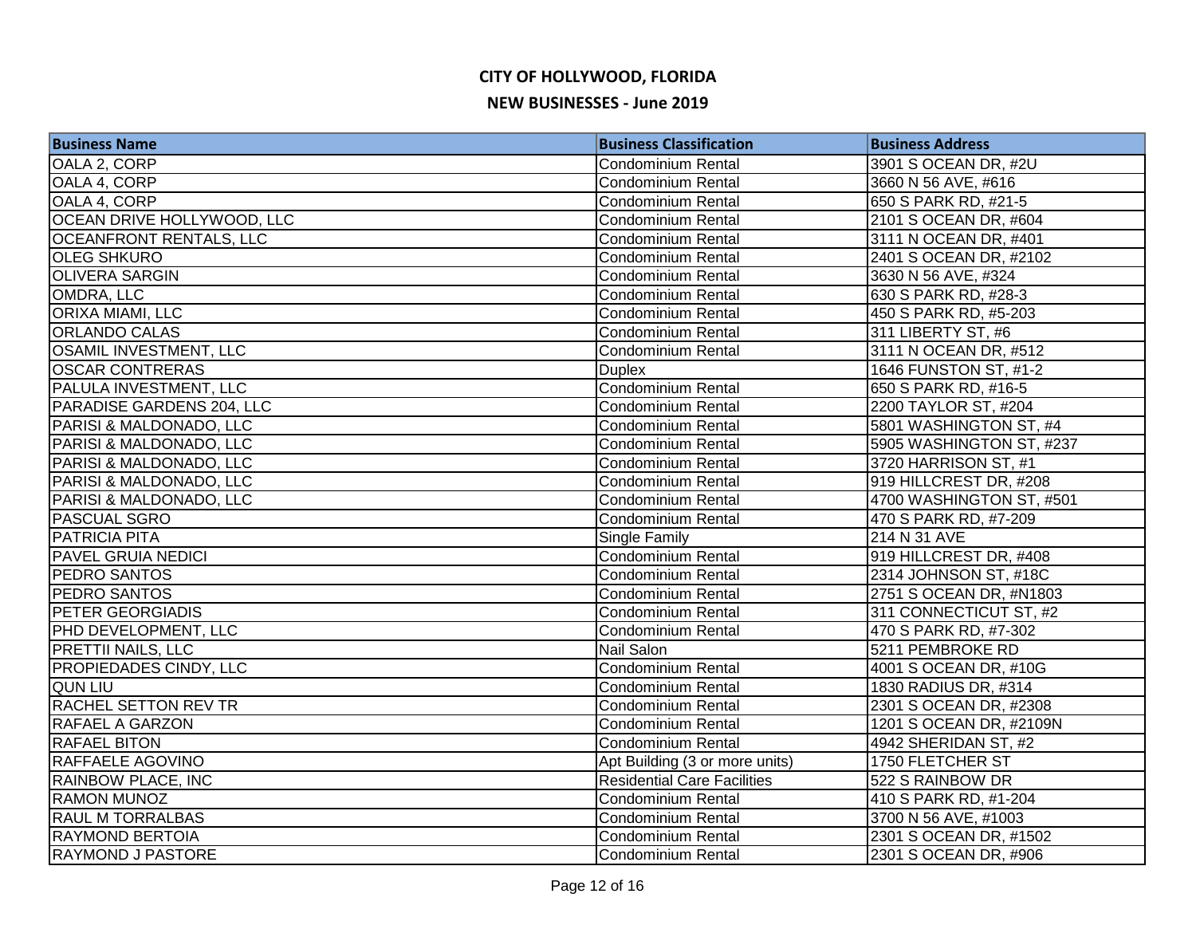# CITY OF HOLLYWOOD, FLORIDA

## NEW BUSINESSES - June 2019

| Business Name | Business Classification | Business Address |
|---|---|---|
| OALA 2, CORP | Condominium Rental | 3901 S OCEAN DR, #2U |
| OALA 4, CORP | Condominium Rental | 3660 N 56 AVE, #616 |
| OALA 4, CORP | Condominium Rental | 650 S PARK RD, #21-5 |
| OCEAN DRIVE HOLLYWOOD, LLC | Condominium Rental | 2101 S OCEAN DR, #604 |
| OCEANFRONT RENTALS, LLC | Condominium Rental | 3111 N OCEAN DR, #401 |
| OLEG SHKURO | Condominium Rental | 2401 S OCEAN DR, #2102 |
| OLIVERA SARGIN | Condominium Rental | 3630 N 56 AVE, #324 |
| OMDRA, LLC | Condominium Rental | 630 S PARK RD, #28-3 |
| ORIXA MIAMI, LLC | Condominium Rental | 450 S PARK RD, #5-203 |
| ORLANDO CALAS | Condominium Rental | 311 LIBERTY ST, #6 |
| OSAMIL INVESTMENT, LLC | Condominium Rental | 3111 N OCEAN DR, #512 |
| OSCAR CONTRERAS | Duplex | 1646 FUNSTON ST, #1-2 |
| PALULA INVESTMENT, LLC | Condominium Rental | 650 S PARK RD, #16-5 |
| PARADISE GARDENS 204, LLC | Condominium Rental | 2200 TAYLOR ST, #204 |
| PARISI & MALDONADO, LLC | Condominium Rental | 5801 WASHINGTON ST, #4 |
| PARISI & MALDONADO, LLC | Condominium Rental | 5905 WASHINGTON ST, #237 |
| PARISI & MALDONADO, LLC | Condominium Rental | 3720 HARRISON ST, #1 |
| PARISI & MALDONADO, LLC | Condominium Rental | 919 HILLCREST DR, #208 |
| PARISI & MALDONADO, LLC | Condominium Rental | 4700 WASHINGTON ST, #501 |
| PASCUAL SGRO | Condominium Rental | 470 S PARK RD, #7-209 |
| PATRICIA PITA | Single Family | 214 N 31 AVE |
| PAVEL GRUIA NEDICI | Condominium Rental | 919 HILLCREST DR, #408 |
| PEDRO SANTOS | Condominium Rental | 2314 JOHNSON ST, #18C |
| PEDRO SANTOS | Condominium Rental | 2751 S OCEAN DR, #N1803 |
| PETER GEORGIADIS | Condominium Rental | 311 CONNECTICUT ST, #2 |
| PHD DEVELOPMENT, LLC | Condominium Rental | 470 S PARK RD, #7-302 |
| PRETTII NAILS, LLC | Nail Salon | 5211 PEMBROKE RD |
| PROPIEDADES CINDY, LLC | Condominium Rental | 4001 S OCEAN DR, #10G |
| QUN LIU | Condominium Rental | 1830 RADIUS DR, #314 |
| RACHEL SETTON REV TR | Condominium Rental | 2301 S OCEAN DR, #2308 |
| RAFAEL A GARZON | Condominium Rental | 1201 S OCEAN DR, #2109N |
| RAFAEL BITON | Condominium Rental | 4942 SHERIDAN ST, #2 |
| RAFFAELE AGOVINO | Apt Building (3 or more units) | 1750 FLETCHER ST |
| RAINBOW PLACE, INC | Residential Care Facilities | 522 S RAINBOW DR |
| RAMON MUNOZ | Condominium Rental | 410 S PARK RD, #1-204 |
| RAUL M TORRALBAS | Condominium Rental | 3700 N 56 AVE, #1003 |
| RAYMOND BERTOIA | Condominium Rental | 2301 S OCEAN DR, #1502 |
| RAYMOND J PASTORE | Condominium Rental | 2301 S OCEAN DR, #906 |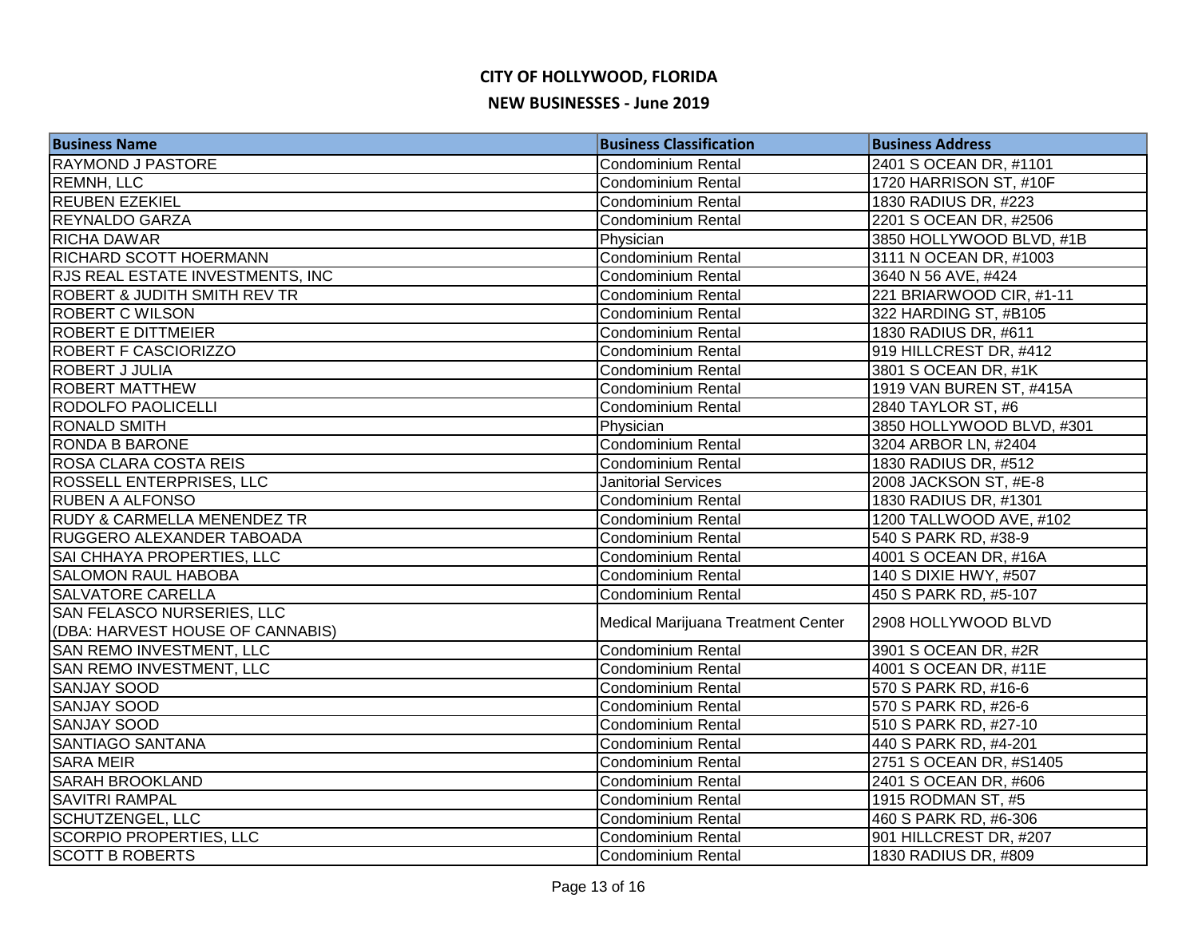# CITY OF HOLLYWOOD, FLORIDA

## NEW BUSINESSES - June 2019

| Business Name | Business Classification | Business Address |
|---|---|---|
| RAYMOND J PASTORE | Condominium Rental | 2401 S OCEAN DR, #1101 |
| REMNH, LLC | Condominium Rental | 1720 HARRISON ST, #10F |
| REUBEN EZEKIEL | Condominium Rental | 1830 RADIUS DR, #223 |
| REYNALDO GARZA | Condominium Rental | 2201 S OCEAN DR, #2506 |
| RICHA DAWAR | Physician | 3850 HOLLYWOOD BLVD, #1B |
| RICHARD SCOTT HOERMANN | Condominium Rental | 3111 N OCEAN DR, #1003 |
| RJS REAL ESTATE INVESTMENTS, INC | Condominium Rental | 3640 N 56 AVE, #424 |
| ROBERT & JUDITH SMITH REV TR | Condominium Rental | 221 BRIARWOOD CIR, #1-11 |
| ROBERT C WILSON | Condominium Rental | 322 HARDING ST, #B105 |
| ROBERT E DITTMEIER | Condominium Rental | 1830 RADIUS DR, #611 |
| ROBERT F CASCIORIZZO | Condominium Rental | 919 HILLCREST DR, #412 |
| ROBERT J JULIA | Condominium Rental | 3801 S OCEAN DR, #1K |
| ROBERT MATTHEW | Condominium Rental | 1919 VAN BUREN ST, #415A |
| RODOLFO PAOLICELLI | Condominium Rental | 2840 TAYLOR ST, #6 |
| RONALD SMITH | Physician | 3850 HOLLYWOOD BLVD, #301 |
| RONDA B BARONE | Condominium Rental | 3204 ARBOR LN, #2404 |
| ROSA CLARA COSTA REIS | Condominium Rental | 1830 RADIUS DR, #512 |
| ROSSELL ENTERPRISES, LLC | Janitorial Services | 2008 JACKSON ST, #E-8 |
| RUBEN A ALFONSO | Condominium Rental | 1830 RADIUS DR, #1301 |
| RUDY & CARMELLA MENENDEZ TR | Condominium Rental | 1200 TALLWOOD AVE, #102 |
| RUGGERO ALEXANDER TABOADA | Condominium Rental | 540 S PARK RD, #38-9 |
| SAI CHHAYA PROPERTIES, LLC | Condominium Rental | 4001 S OCEAN DR, #16A |
| SALOMON RAUL HABOBA | Condominium Rental | 140 S DIXIE HWY, #507 |
| SALVATORE CARELLA | Condominium Rental | 450 S PARK RD, #5-107 |
| SAN FELASCO NURSERIES, LLC (DBA: HARVEST HOUSE OF CANNABIS) | Medical Marijuana Treatment Center | 2908 HOLLYWOOD BLVD |
| SAN REMO INVESTMENT, LLC | Condominium Rental | 3901 S OCEAN DR, #2R |
| SAN REMO INVESTMENT, LLC | Condominium Rental | 4001 S OCEAN DR, #11E |
| SANJAY SOOD | Condominium Rental | 570 S PARK RD, #16-6 |
| SANJAY SOOD | Condominium Rental | 570 S PARK RD, #26-6 |
| SANJAY SOOD | Condominium Rental | 510 S PARK RD, #27-10 |
| SANTIAGO SANTANA | Condominium Rental | 440 S PARK RD, #4-201 |
| SARA MEIR | Condominium Rental | 2751 S OCEAN DR, #S1405 |
| SARAH BROOKLAND | Condominium Rental | 2401 S OCEAN DR, #606 |
| SAVITRI RAMPAL | Condominium Rental | 1915 RODMAN ST, #5 |
| SCHUTZENGEL, LLC | Condominium Rental | 460 S PARK RD, #6-306 |
| SCORPIO PROPERTIES, LLC | Condominium Rental | 901 HILLCREST DR, #207 |
| SCOTT B ROBERTS | Condominium Rental | 1830 RADIUS DR, #809 |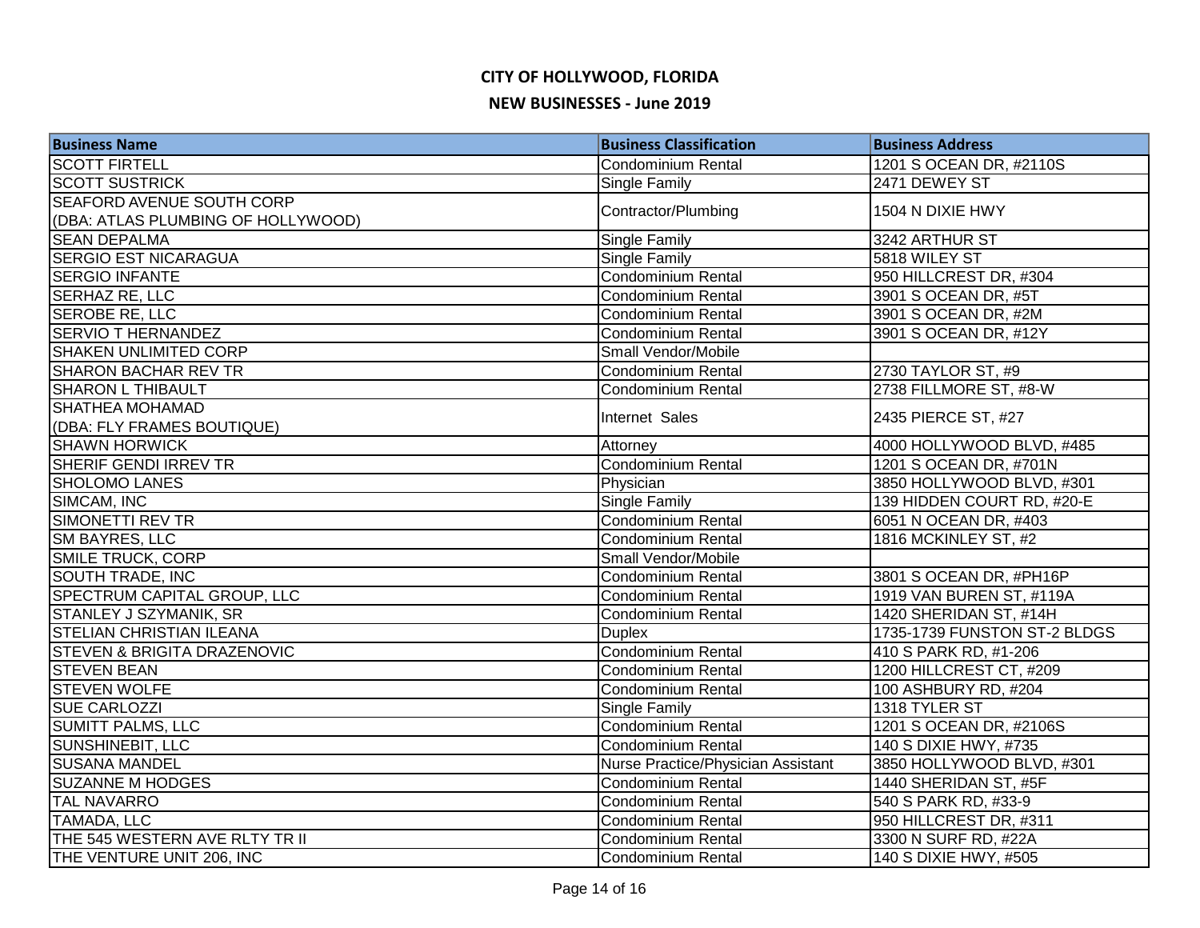# CITY OF HOLLYWOOD, FLORIDA

## NEW BUSINESSES - June 2019

| Business Name | Business Classification | Business Address |
|---|---|---|
| SCOTT FIRTELL | Condominium Rental | 1201 S OCEAN DR, #2110S |
| SCOTT SUSTRICK | Single Family | 2471 DEWEY ST |
| SEAFORD AVENUE SOUTH CORP (DBA: ATLAS PLUMBING OF HOLLYWOOD) | Contractor/Plumbing | 1504 N DIXIE HWY |
| SEAN DEPALMA | Single Family | 3242 ARTHUR ST |
| SERGIO EST NICARAGUA | Single Family | 5818 WILEY ST |
| SERGIO INFANTE | Condominium Rental | 950 HILLCREST DR, #304 |
| SERHAZ RE, LLC | Condominium Rental | 3901 S OCEAN DR, #5T |
| SEROBE RE, LLC | Condominium Rental | 3901 S OCEAN DR, #2M |
| SERVIO T HERNANDEZ | Condominium Rental | 3901 S OCEAN DR, #12Y |
| SHAKEN UNLIMITED CORP | Small Vendor/Mobile | |
| SHARON BACHAR REV TR | Condominium Rental | 2730 TAYLOR ST, #9 |
| SHARON L THIBAULT | Condominium Rental | 2738 FILLMORE ST, #8-W |
| SHATHEA MOHAMAD (DBA: FLY FRAMES BOUTIQUE) | Internet Sales | 2435 PIERCE ST, #27 |
| SHAWN HORWICK | Attorney | 4000 HOLLYWOOD BLVD, #485 |
| SHERIF GENDI IRREV TR | Condominium Rental | 1201 S OCEAN DR, #701N |
| SHOLOMO LANES | Physician | 3850 HOLLYWOOD BLVD, #301 |
| SIMCAM, INC | Single Family | 139 HIDDEN COURT RD, #20-E |
| SIMONETTI REV TR | Condominium Rental | 6051 N OCEAN DR, #403 |
| SM BAYRES, LLC | Condominium Rental | 1816 MCKINLEY ST, #2 |
| SMILE TRUCK, CORP | Small Vendor/Mobile | |
| SOUTH TRADE, INC | Condominium Rental | 3801 S OCEAN DR, #PH16P |
| SPECTRUM CAPITAL GROUP, LLC | Condominium Rental | 1919 VAN BUREN ST, #119A |
| STANLEY J SZYMANIK, SR | Condominium Rental | 1420 SHERIDAN ST, #14H |
| STELIAN CHRISTIAN ILEANA | Duplex | 1735-1739 FUNSTON ST-2 BLDGS |
| STEVEN & BRIGITA DRAZENOVIC | Condominium Rental | 410 S PARK RD, #1-206 |
| STEVEN BEAN | Condominium Rental | 1200 HILLCREST CT, #209 |
| STEVEN WOLFE | Condominium Rental | 100 ASHBURY RD, #204 |
| SUE CARLOZZI | Single Family | 1318 TYLER ST |
| SUMITT PALMS, LLC | Condominium Rental | 1201 S OCEAN DR, #2106S |
| SUNSHINEBIT, LLC | Condominium Rental | 140 S DIXIE HWY, #735 |
| SUSANA MANDEL | Nurse Practice/Physician Assistant | 3850 HOLLYWOOD BLVD, #301 |
| SUZANNE M HODGES | Condominium Rental | 1440 SHERIDAN ST, #5F |
| TAL NAVARRO | Condominium Rental | 540 S PARK RD, #33-9 |
| TAMADA, LLC | Condominium Rental | 950 HILLCREST DR, #311 |
| THE 545 WESTERN AVE RLTY TR II | Condominium Rental | 3300 N SURF RD, #22A |
| THE VENTURE UNIT 206, INC | Condominium Rental | 140 S DIXIE HWY, #505 |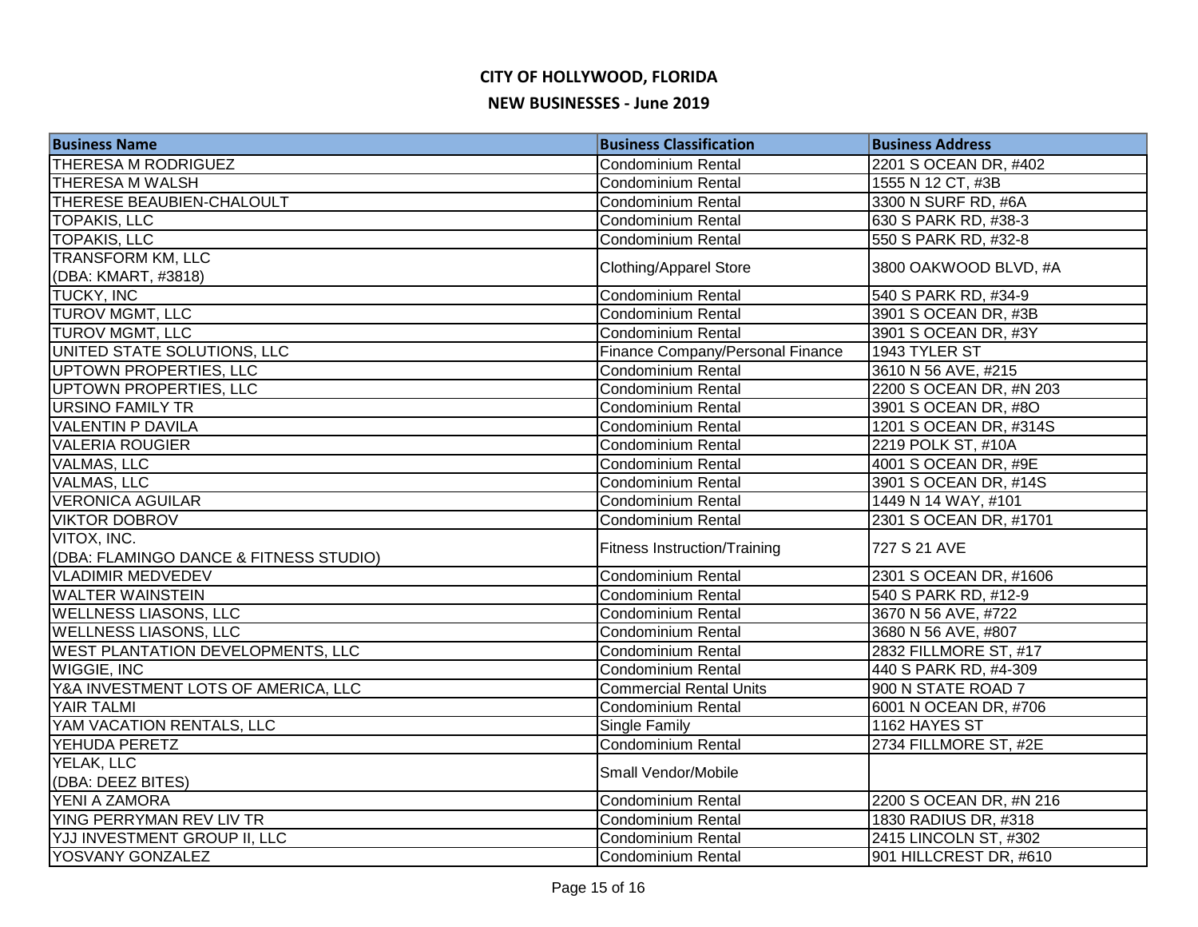## CITY OF HOLLYWOOD, FLORIDA

## NEW BUSINESSES - June 2019

| Business Name | Business Classification | Business Address |
|---|---|---|
| THERESA M RODRIGUEZ | Condominium Rental | 2201 S OCEAN DR, #402 |
| THERESA M WALSH | Condominium Rental | 1555 N 12 CT, #3B |
| THERESE BEAUBIEN-CHALOULT | Condominium Rental | 3300 N SURF RD, #6A |
| TOPAKIS, LLC | Condominium Rental | 630 S PARK RD, #38-3 |
| TOPAKIS, LLC | Condominium Rental | 550 S PARK RD, #32-8 |
| TRANSFORM KM, LLC (DBA: KMART, #3818) | Clothing/Apparel Store | 3800 OAKWOOD BLVD, #A |
| TUCKY, INC | Condominium Rental | 540 S PARK RD, #34-9 |
| TUROV MGMT, LLC | Condominium Rental | 3901 S OCEAN DR, #3B |
| TUROV MGMT, LLC | Condominium Rental | 3901 S OCEAN DR, #3Y |
| UNITED STATE SOLUTIONS, LLC | Finance Company/Personal Finance | 1943 TYLER ST |
| UPTOWN PROPERTIES, LLC | Condominium Rental | 3610 N 56 AVE, #215 |
| UPTOWN PROPERTIES, LLC | Condominium Rental | 2200 S OCEAN DR, #N 203 |
| URSINO FAMILY TR | Condominium Rental | 3901 S OCEAN DR, #8O |
| VALENTIN P DAVILA | Condominium Rental | 1201 S OCEAN DR, #314S |
| VALERIA ROUGIER | Condominium Rental | 2219 POLK ST, #10A |
| VALMAS, LLC | Condominium Rental | 4001 S OCEAN DR, #9E |
| VALMAS, LLC | Condominium Rental | 3901 S OCEAN DR, #14S |
| VERONICA AGUILAR | Condominium Rental | 1449 N 14 WAY, #101 |
| VIKTOR DOBROV | Condominium Rental | 2301 S OCEAN DR, #1701 |
| VITOX, INC. (DBA: FLAMINGO DANCE & FITNESS STUDIO) | Fitness Instruction/Training | 727 S 21 AVE |
| VLADIMIR MEDVEDEV | Condominium Rental | 2301 S OCEAN DR, #1606 |
| WALTER WAINSTEIN | Condominium Rental | 540 S PARK RD, #12-9 |
| WELLNESS LIASONS, LLC | Condominium Rental | 3670 N 56 AVE, #722 |
| WELLNESS LIASONS, LLC | Condominium Rental | 3680 N 56 AVE, #807 |
| WEST PLANTATION DEVELOPMENTS, LLC | Condominium Rental | 2832 FILLMORE ST, #17 |
| WIGGIE, INC | Condominium Rental | 440 S PARK RD, #4-309 |
| Y&A INVESTMENT LOTS OF AMERICA, LLC | Commercial Rental Units | 900 N STATE ROAD 7 |
| YAIR TALMI | Condominium Rental | 6001 N OCEAN DR, #706 |
| YAM VACATION RENTALS, LLC | Single Family | 1162 HAYES ST |
| YEHUDA PERETZ | Condominium Rental | 2734 FILLMORE ST, #2E |
| YELAK, LLC (DBA: DEEZ BITES) | Small Vendor/Mobile | |
| YENI A ZAMORA | Condominium Rental | 2200 S OCEAN DR, #N 216 |
| YING PERRYMAN REV LIV TR | Condominium Rental | 1830 RADIUS DR, #318 |
| YJJ INVESTMENT GROUP II, LLC | Condominium Rental | 2415 LINCOLN ST, #302 |
| YOSVANY GONZALEZ | Condominium Rental | 901 HILLCREST DR, #610 |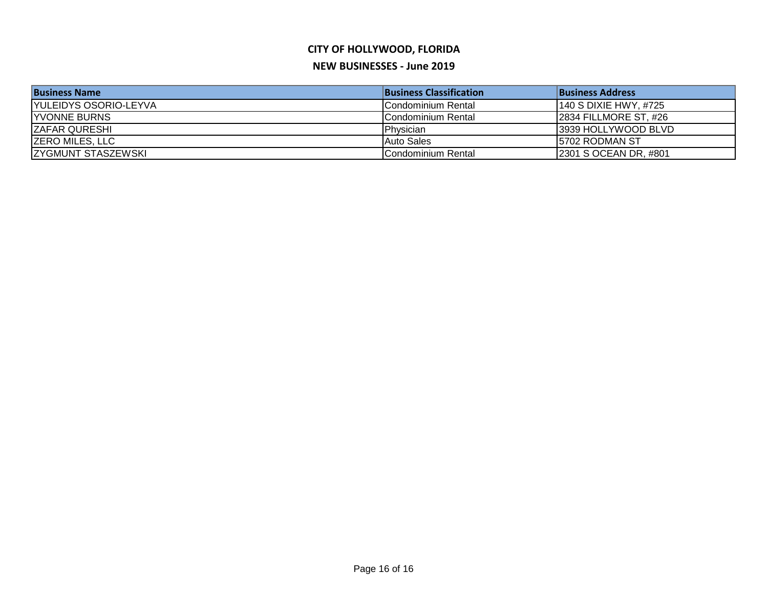# CITY OF HOLLYWOOD, FLORIDA

## NEW BUSINESSES - June 2019

| Business Name | Business Classification | Business Address |
|---|---|---|
| YULEIDYS OSORIO-LEYVA | Condominium Rental | 140 S DIXIE HWY, #725 |
| YVONNE BURNS | Condominium Rental | 2834 FILLMORE ST, #26 |
| ZAFAR QURESHI | Physician | 3939 HOLLYWOOD BLVD |
| ZERO MILES, LLC | Auto Sales | 5702 RODMAN ST |
| ZYGMUNT STASZEWSKI | Condominium Rental | 2301 S OCEAN DR, #801 |